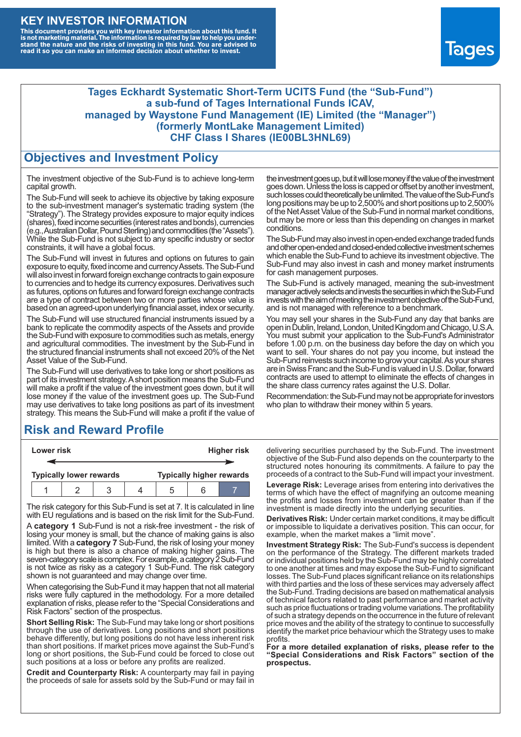# KEY INVESTOR INFORMATION

**This document provides you with key investor information about this fund. It is not marketing material. The information is required by law to help you understand the nature and the risks of investing in this fund. You are advised to read it so you can make an informed decision about whether to invest.**

Tages

## Tages Eckhardt Systematic Short-Term UCITS Fund (the "Sub-Fund") a sub-fund of Tages International Funds ICAV, managed by Waystone Fund Management (IE) Limited (the "Manager") (formerly MontLake Management Limited) CHF Class I Shares (IE00BL3HNL69)

## Objectives and Investment Policy

The investment objective of the Sub-Fund is to achieve long-term capital growth.

The Sub-Fund will seek to achieve its objective by taking exposure to the sub-investment manager's systematic trading system (the "Strategy"). The Strategy provides exposure to major equity indices (shares), fixed income securities (interest rates and bonds), currencies (e.g., Australian Dollar, Pound Sterling) and commodities (the "Assets"). While the Sub-Fund is not subject to any specific industry or sector constraints, it will have a global focus.

The Sub-Fund will invest in futures and options on futures to gain exposure to equity, fixed income and currency Assets. The Sub-Fund will also invest in forward foreign exchange contracts to gain exposure to currencies and to hedge its currency exposures. Derivatives such as futures, options on futures and forward foreign exchange contracts are a type of contract between two or more parties whose value is based on an agreed-upon underlying financial asset, index or security.

The Sub-Fund will use structured financial instruments issued by a bank to replicate the commodity aspects of the Assets and provide the Sub-Fund with exposure to commodities such as metals, energy and agricultural commodities. The investment by the Sub-Fund in the structured financial instruments shall not exceed 20% of the Net Asset Value of the Sub-Fund.

The Sub-Fund will use derivatives to take long or short positions as part of its investment strategy. A short position means the Sub-Fund will make a profit if the value of the investment goes down, but it will lose money if the value of the investment goes up. The Sub-Fund may use derivatives to take long positions as part of its investment strategy. This means the Sub-Fund will make a profit if the value of the investment goes up, but it will lose money if the value of the investment goes down. Unless the loss is capped or offset by another investment, such losses could theoretically be unlimited. The value of the Sub-Fund's long positions may be up to 2,500% and short positions up to 2,500% of the Net Asset Value of the Sub-Fund in normal market conditions, but may be more or less than this depending on changes in market conditions.

The Sub-Fund may also invest in open-ended exchange traded funds and other open-ended and closed-ended collective investment schemes which enable the Sub-Fund to achieve its investment objective. The Sub-Fund may also invest in cash and money market instruments for cash management purposes.

The Sub-Fund is actively managed, meaning the sub-investment manager actively selects and invests the securities in which the Sub-Fund invests with the aim of meeting the investment objective of the Sub-Fund, and is not managed with reference to a benchmark.

You may sell your shares in the Sub-Fund any day that banks are open in Dublin, Ireland, London, United Kingdom and Chicago, U.S.A. You must submit your application to the Sub-Fund's Administrator before 1.00 p.m. on the business day before the day on which you want to sell. Your shares do not pay you income, but instead the Sub-Fund reinvests such income to grow your capital. As your shares are in Swiss Franc and the Sub-Fund is valued in U.S. Dollar, forward contracts are used to attempt to eliminate the effects of changes in the share class currency rates against the U.S. Dollar.

Recommendation: the Sub-Fund may not be appropriate for investors who plan to withdraw their money within 5 years.

## Risk and Reward Profile

| Lower risk | | | | | | Higher risk |
|---|---|---|---|---|---|---|
| Typically lower rewards | | | | | | Typically higher rewards |
| 1 | 2 | 3 | 4 | 5 | 6 | **7** |

The risk category for this Sub-Fund is set at 7. It is calculated in line with EU regulations and is based on the risk limit for the Sub-Fund.

A **category 1** Sub-Fund is not a risk-free investment - the risk of losing your money is small, but the chance of making gains is also limited. With a **category 7** Sub-Fund, the risk of losing your money is high but there is also a chance of making higher gains. The seven-category scale is complex. For example, a category 2 Sub-Fund is not twice as risky as a category 1 Sub-Fund. The risk category shown is not guaranteed and may change over time.

When categorising the Sub-Fund it may happen that not all material risks were fully captured in the methodology. For a more detailed explanation of risks, please refer to the "Special Considerations and Risk Factors" section of the prospectus.

**Short Selling Risk:** The Sub-Fund may take long or short positions through the use of derivatives. Long positions and short positions behave differently, but long positions do not have less inherent risk than short positions. If market prices move against the Sub-Fund's long or short positions, the Sub-Fund could be forced to close out such positions at a loss or before any profits are realized.

**Credit and Counterparty Risk:** A counterparty may fail in paying the proceeds of sale for assets sold by the Sub-Fund or may fail in delivering securities purchased by the Sub-Fund. The investment objective of the Sub-Fund also depends on the counterparty to the structured notes honouring its commitments. A failure to pay the proceeds of a contract to the Sub-Fund will impact your investment.

**Leverage Risk:** Leverage arises from entering into derivatives the terms of which have the effect of magnifying an outcome meaning the profits and losses from investment can be greater than if the investment is made directly into the underlying securities.

**Derivatives Risk:** Under certain market conditions, it may be difficult or impossible to liquidate a derivatives position. This can occur, for example, when the market makes a "limit move".

**Investment Strategy Risk:** The Sub-Fund's success is dependent on the performance of the Strategy. The different markets traded or individual positions held by the Sub-Fund may be highly correlated to one another at times and may expose the Sub-Fund to significant losses. The Sub-Fund places significant reliance on its relationships with third parties and the loss of these services may adversely affect the Sub-Fund. Trading decisions are based on mathematical analysis of technical factors related to past performance and market activity such as price fluctuations or trading volume variations. The profitability of such a strategy depends on the occurrence in the future of relevant price moves and the ability of the strategy to continue to successfully identify the market price behaviour which the Strategy uses to make profits.

**For a more detailed explanation of risks, please refer to the "Special Considerations and Risk Factors" section of the prospectus.**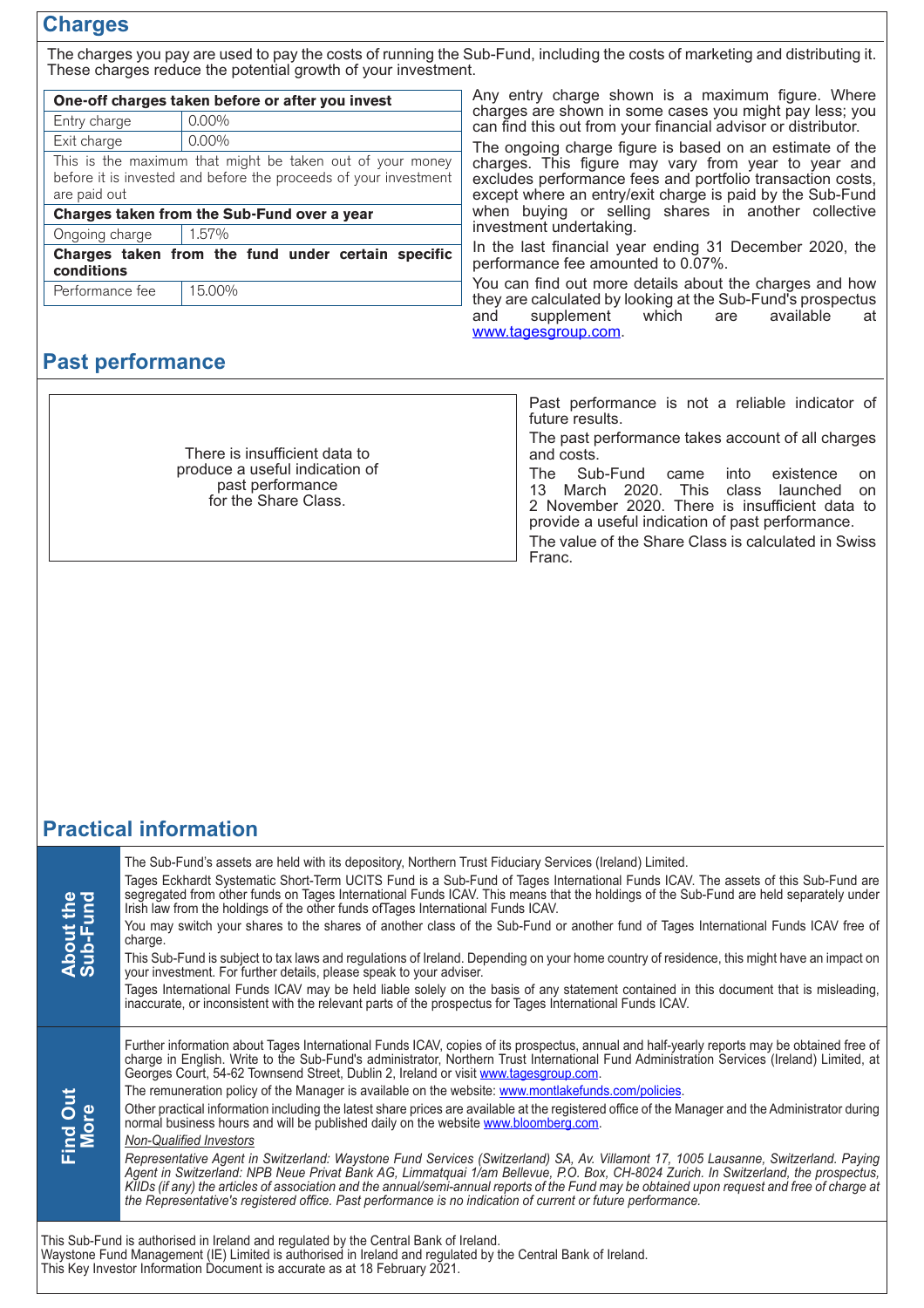## Charges

The charges you pay are used to pay the costs of running the Sub-Fund, including the costs of marketing and distributing it. These charges reduce the potential growth of your investment.

| One-off charges taken before or after you invest | |
|---|---|
| Entry charge | 0.00% |
| Exit charge | 0.00% |
| This is the maximum that might be taken out of your money before it is invested and before the proceeds of your investment are paid out | |
| **Charges taken from the Sub-Fund over a year** | |
| Ongoing charge | 1.57% |
| **Charges taken from the fund under certain specific conditions** | |
| Performance fee | 15.00% |

Any entry charge shown is a maximum figure. Where charges are shown in some cases you might pay less; you can find this out from your financial advisor or distributor.

The ongoing charge figure is based on an estimate of the charges. This figure may vary from year to year and excludes performance fees and portfolio transaction costs, except where an entry/exit charge is paid by the Sub-Fund when buying or selling shares in another collective investment undertaking.

In the last financial year ending 31 December 2020, the performance fee amounted to 0.07%.

You can find out more details about the charges and how they are calculated by looking at the Sub-Fund's prospectus and supplement which are available at www.tagesgroup.com.

## Past performance

There is insufficient data to produce a useful indication of past performance for the Share Class.

Past performance is not a reliable indicator of future results.

The past performance takes account of all charges and costs.

The Sub-Fund came into existence on 13 March 2020. This class launched on 2 November 2020. There is insufficient data to provide a useful indication of past performance.

The value of the Share Class is calculated in Swiss Franc.

## Practical information

### About the Sub-Fund

The Sub-Fund's assets are held with its depository, Northern Trust Fiduciary Services (Ireland) Limited.

Tages Eckhardt Systematic Short-Term UCITS Fund is a Sub-Fund of Tages International Funds ICAV. The assets of this Sub-Fund are segregated from other funds on Tages International Funds ICAV. This means that the holdings of the Sub-Fund are held separately under Irish law from the holdings of the other funds ofTages International Funds ICAV.

You may switch your shares to the shares of another class of the Sub-Fund or another fund of Tages International Funds ICAV free of charge.

This Sub-Fund is subject to tax laws and regulations of Ireland. Depending on your home country of residence, this might have an impact on your investment. For further details, please speak to your adviser.

Tages International Funds ICAV may be held liable solely on the basis of any statement contained in this document that is misleading, inaccurate, or inconsistent with the relevant parts of the prospectus for Tages International Funds ICAV.

### Find Out More

Further information about Tages International Funds ICAV, copies of its prospectus, annual and half-yearly reports may be obtained free of charge in English. Write to the Sub-Fund's administrator, Northern Trust International Fund Administration Services (Ireland) Limited, at Georges Court, 54-62 Townsend Street, Dublin 2, Ireland or visit www.tagesgroup.com.

The remuneration policy of the Manager is available on the website: www.montlakefunds.com/policies.

Other practical information including the latest share prices are available at the registered office of the Manager and the Administrator during normal business hours and will be published daily on the website www.bloomberg.com.

*Non-Qualified Investors*

*Representative Agent in Switzerland: Waystone Fund Services (Switzerland) SA, Av. Villamont 17, 1005 Lausanne, Switzerland. Paying Agent in Switzerland: NPB Neue Privat Bank AG, Limmatquai 1/am Bellevue, P.O. Box, CH-8024 Zurich. In Switzerland, the prospectus, KIIDs (if any) the articles of association and the annual/semi-annual reports of the Fund may be obtained upon request and free of charge at the Representative's registered office. Past performance is no indication of current or future performance.*

This Sub-Fund is authorised in Ireland and regulated by the Central Bank of Ireland.
Waystone Fund Management (IE) Limited is authorised in Ireland and regulated by the Central Bank of Ireland.
This Key Investor Information Document is accurate as at 18 February 2021.